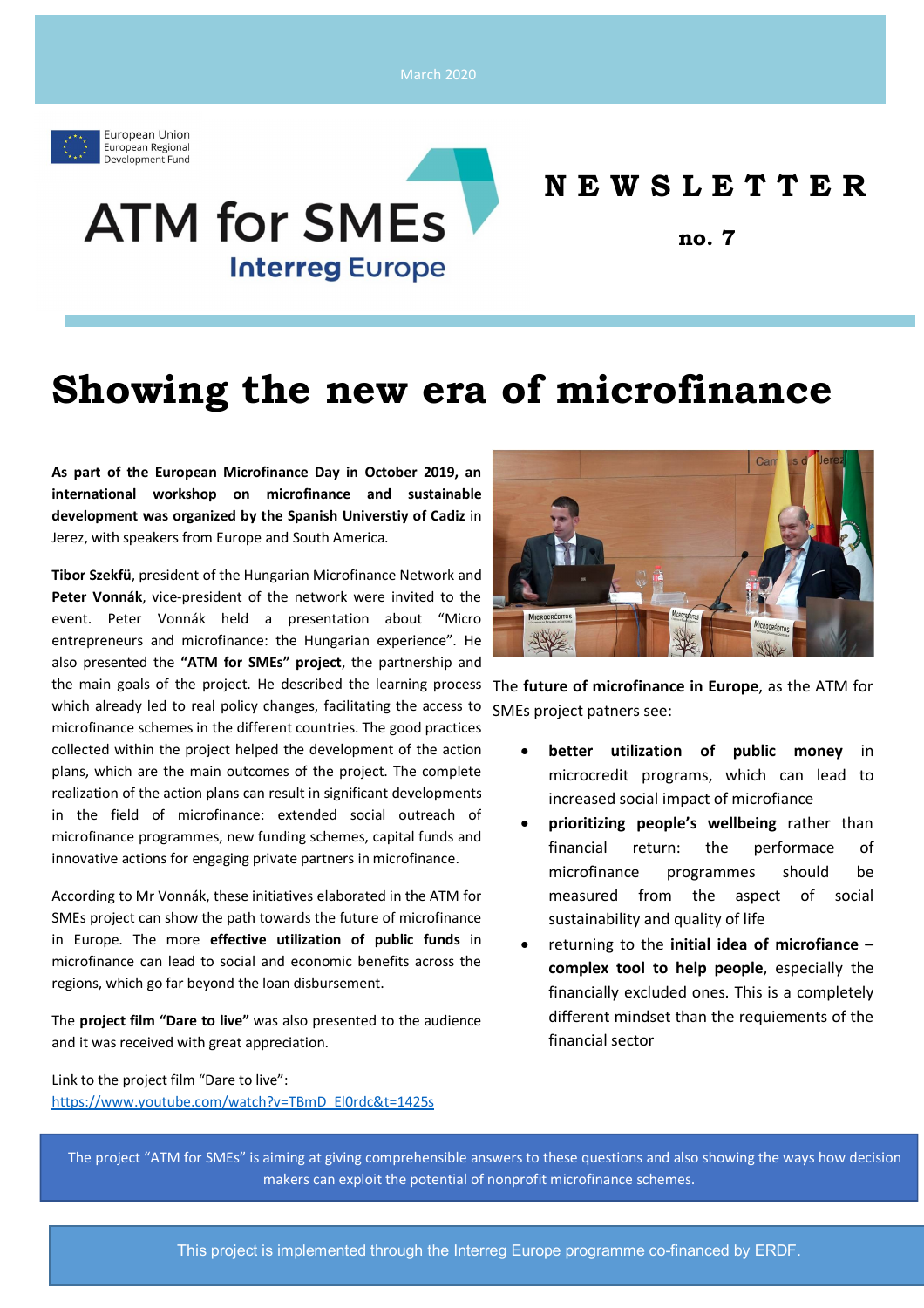March 2020

European Union
European Regional Development Fund

ATM for SMEs
Interreg Europe

# NEWSLETTER

**no. 7**

# Showing the new era of microfinance

**As part of the European Microfinance Day in October 2019, an international workshop on microfinance and sustainable development was organized by the Spanish Universtiy of Cadiz** in Jerez, with speakers from Europe and South America.

**Tibor Szekfü**, president of the Hungarian Microfinance Network and **Peter Vonnák**, vice-president of the network were invited to the event. Peter Vonnák held a presentation about "Micro entrepreneurs and microfinance: the Hungarian experience". He also presented the **"ATM for SMEs" project**, the partnership and the main goals of the project. He described the learning process which already led to real policy changes, facilitating the access to microfinance schemes in the different countries. The good practices collected within the project helped the development of the action plans, which are the main outcomes of the project. The complete realization of the action plans can result in significant developments in the field of microfinance: extended social outreach of microfinance programmes, new funding schemes, capital funds and innovative actions for engaging private partners in microfinance.

According to Mr Vonnák, these initiatives elaborated in the ATM for SMEs project can show the path towards the future of microfinance in Europe. The more **effective utilization of public funds** in microfinance can lead to social and economic benefits across the regions, which go far beyond the loan disbursement.

The **project film "Dare to live"** was also presented to the audience and it was received with great appreciation.

Link to the project film "Dare to live":
https://www.youtube.com/watch?v=TBmD_El0rdc&t=1425s

The **future of microfinance in Europe**, as the ATM for SMEs project patners see:

- **better utilization of public money** in microcredit programs, which can lead to increased social impact of microfinance
- **prioritizing people's wellbeing** rather than financial return: the performance of microfinance programmes should be measured from the aspect of social sustainability and quality of life
- returning to the **initial idea of microfinance** – **complex tool to help people**, especially the financially excluded ones. This is a completely different mindset than the requiements of the financial sector

The project "ATM for SMEs" is aiming at giving comprehensible answers to these questions and also showing the ways how decision makers can exploit the potential of nonprofit microfinance schemes.

This project is implemented through the Interreg Europe programme co-financed by ERDF.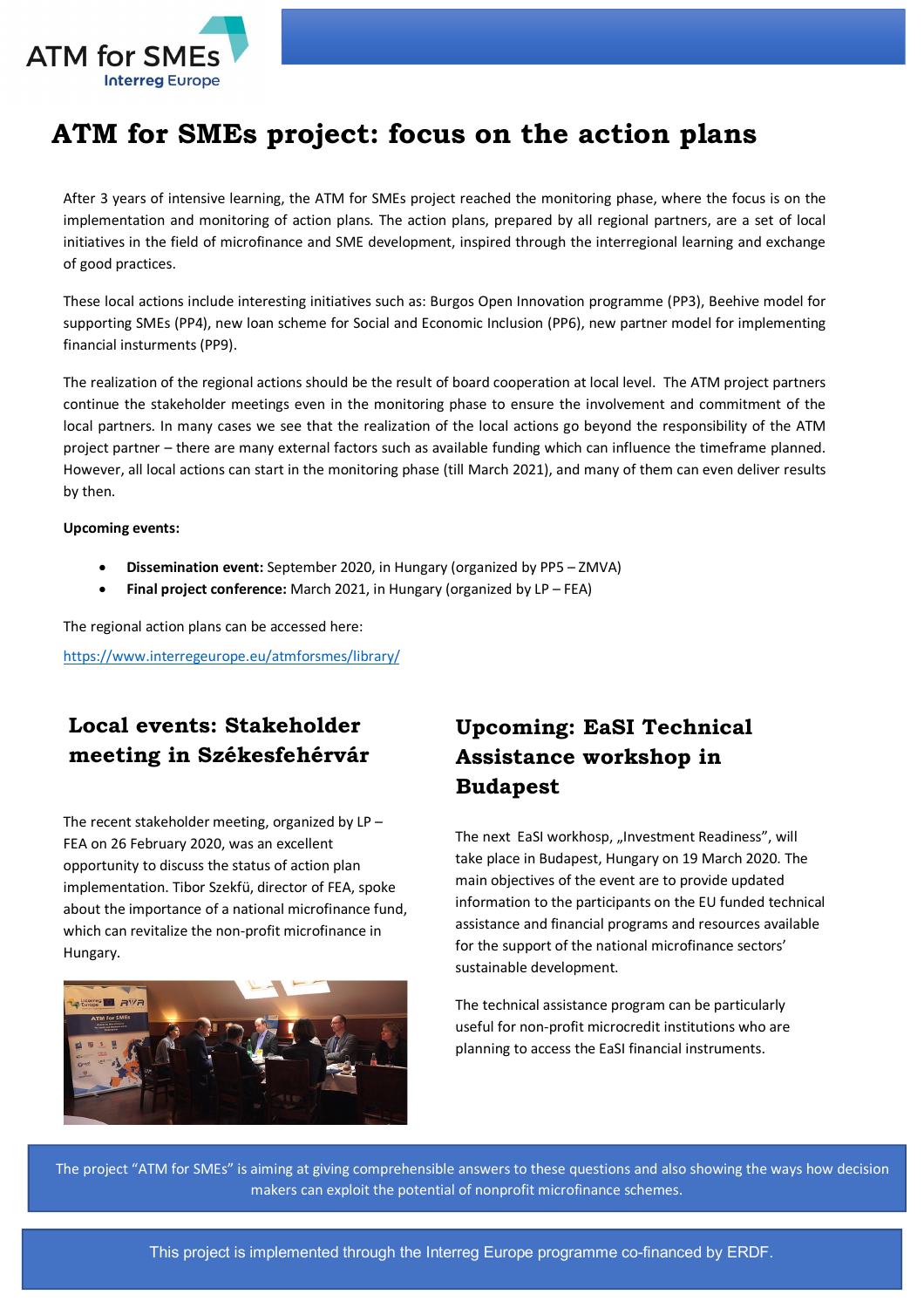# ATM for SMEs project: focus on the action plans

After 3 years of intensive learning, the ATM for SMEs project reached the monitoring phase, where the focus is on the implementation and monitoring of action plans. The action plans, prepared by all regional partners, are a set of local initiatives in the field of microfinance and SME development, inspired through the interregional learning and exchange of good practices.

These local actions include interesting initiatives such as: Burgos Open Innovation programme (PP3), Beehive model for supporting SMEs (PP4), new loan scheme for Social and Economic Inclusion (PP6), new partner model for implementing financial insturments (PP9).

The realization of the regional actions should be the result of board cooperation at local level. The ATM project partners continue the stakeholder meetings even in the monitoring phase to ensure the involvement and commitment of the local partners. In many cases we see that the realization of the local actions go beyond the responsibility of the ATM project partner – there are many external factors such as available funding which can influence the timeframe planned. However, all local actions can start in the monitoring phase (till March 2021), and many of them can even deliver results by then.

**Upcoming events:**

- **Dissemination event:** September 2020, in Hungary (organized by PP5 – ZMVA)
- **Final project conference:** March 2021, in Hungary (organized by LP – FEA)

The regional action plans can be accessed here:

https://www.interregeurope.eu/atmforsmes/library/

## Local events: Stakeholder meeting in Székesfehérvár

The recent stakeholder meeting, organized by LP – FEA on 26 February 2020, was an excellent opportunity to discuss the status of action plan implementation. Tibor Szekfü, director of FEA, spoke about the importance of a national microfinance fund, which can revitalize the non-profit microfinance in Hungary.

## Upcoming: EaSI Technical Assistance workshop in Budapest

The next EaSI workhosp, „Investment Readiness", will take place in Budapest, Hungary on 19 March 2020. The main objectives of the event are to provide updated information to the participants on the EU funded technical assistance and financial programs and resources available for the support of the national microfinance sectors' sustainable development.

The technical assistance program can be particularly useful for non-profit microcredit institutions who are planning to access the EaSI financial instruments.

The project "ATM for SMEs" is aiming at giving comprehensible answers to these questions and also showing the ways how decision makers can exploit the potential of nonprofit microfinance schemes.

This project is implemented through the Interreg Europe programme co-financed by ERDF.